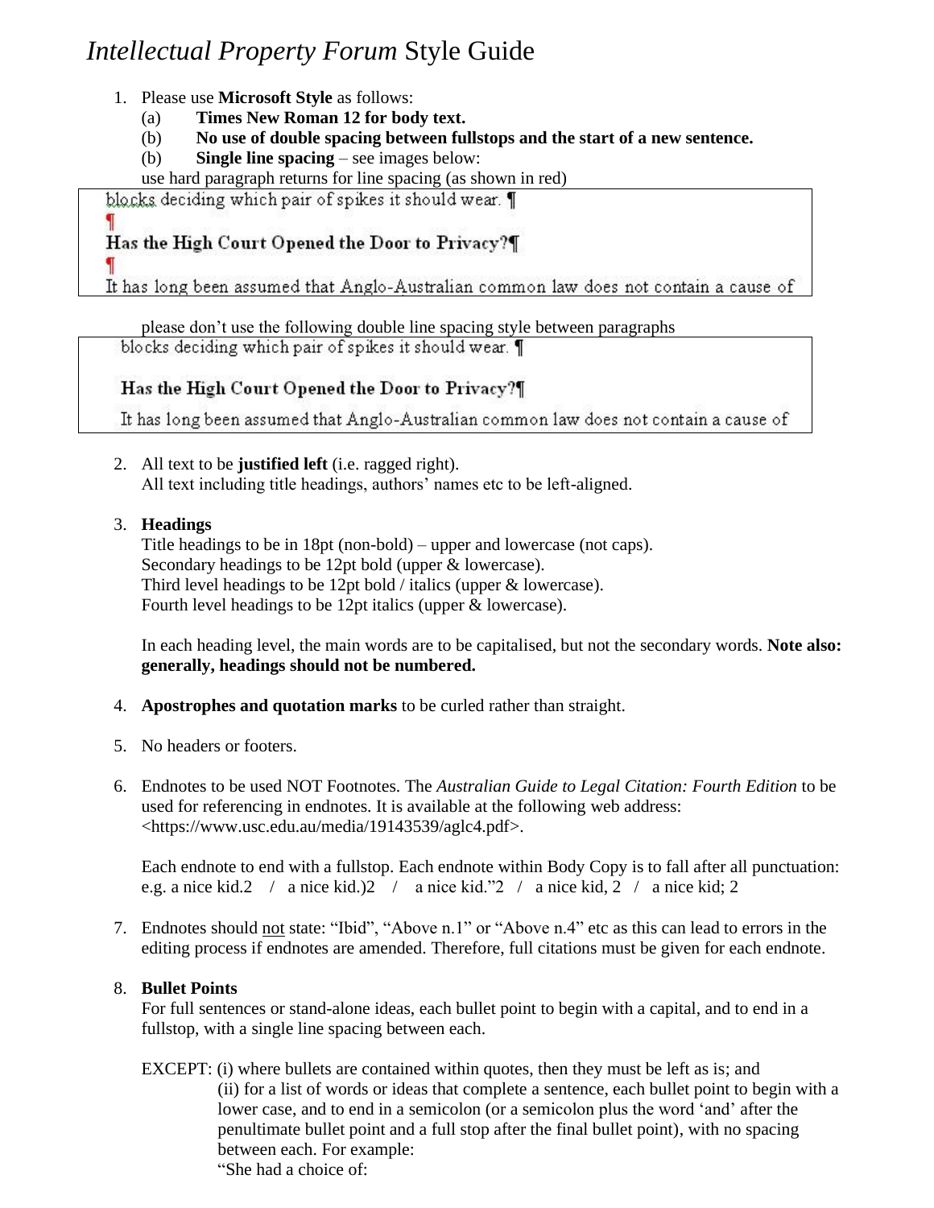# *Intellectual Property Forum* Style Guide

1. Please use **Microsoft Style** as follows:
   (a) **Times New Roman 12 for body text.**
   (b) **No use of double spacing between fullstops and the start of a new sentence.**
   (b) **Single line spacing** – see images below:
   use hard paragraph returns for line spacing (as shown in red)

   > blocks deciding which pair of spikes it should wear. ¶
   > ¶
   > **Has the High Court Opened the Door to Privacy?¶**
   > ¶
   > It has long been assumed that Anglo-Australian common law does not contain a cause of

   please don't use the following double line spacing style between paragraphs

   > blocks deciding which pair of spikes it should wear. ¶
   >
   > **Has the High Court Opened the Door to Privacy?¶**
   >
   > It has long been assumed that Anglo-Australian common law does not contain a cause of

2. All text to be **justified left** (i.e. ragged right).
   All text including title headings, authors' names etc to be left-aligned.

3. **Headings**
   Title headings to be in 18pt (non-bold) – upper and lowercase (not caps).
   Secondary headings to be 12pt bold (upper & lowercase).
   Third level headings to be 12pt bold / italics (upper & lowercase).
   Fourth level headings to be 12pt italics (upper & lowercase).

   In each heading level, the main words are to be capitalised, but not the secondary words. **Note also: generally, headings should not be numbered.**

4. **Apostrophes and quotation marks** to be curled rather than straight.

5. No headers or footers.

6. Endnotes to be used NOT Footnotes. The *Australian Guide to Legal Citation: Fourth Edition* to be used for referencing in endnotes. It is available at the following web address: <https://www.usc.edu.au/media/19143539/aglc4.pdf>.

   Each endnote to end with a fullstop. Each endnote within Body Copy is to fall after all punctuation: e.g. a nice kid.2 / a nice kid.)2 / a nice kid."2 / a nice kid, 2 / a nice kid; 2

7. Endnotes should not state: "Ibid", "Above n.1" or "Above n.4" etc as this can lead to errors in the editing process if endnotes are amended. Therefore, full citations must be given for each endnote.

8. **Bullet Points**
   For full sentences or stand-alone ideas, each bullet point to begin with a capital, and to end in a fullstop, with a single line spacing between each.

   EXCEPT: (i) where bullets are contained within quotes, then they must be left as is; and
   (ii) for a list of words or ideas that complete a sentence, each bullet point to begin with a lower case, and to end in a semicolon (or a semicolon plus the word 'and' after the penultimate bullet point and a full stop after the final bullet point), with no spacing between each. For example:
   "She had a choice of: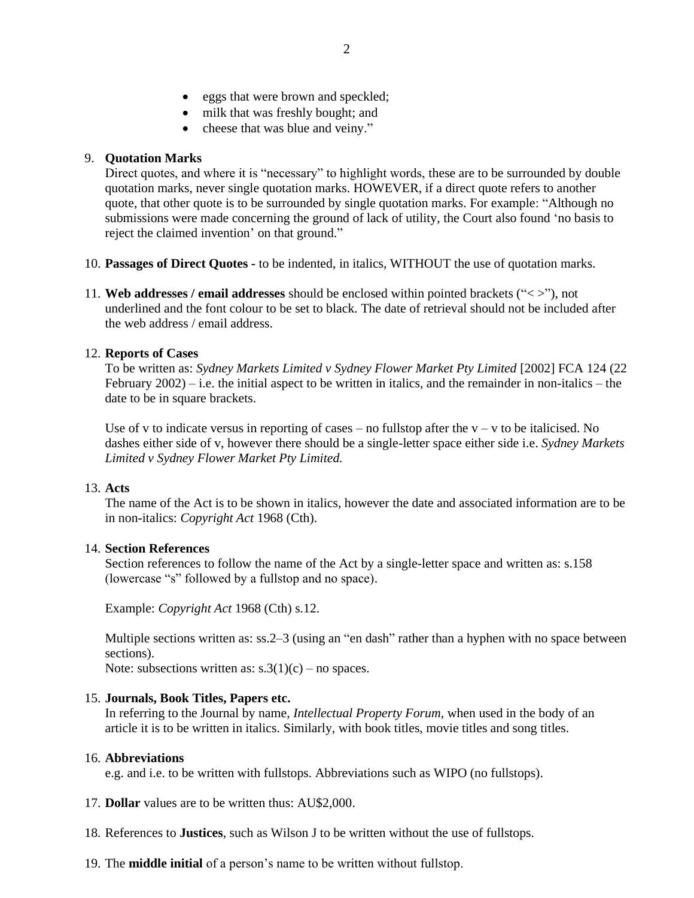- eggs that were brown and speckled;
- milk that was freshly bought; and
- cheese that was blue and veiny."

9. **Quotation Marks**
   Direct quotes, and where it is "necessary" to highlight words, these are to be surrounded by double quotation marks, never single quotation marks. HOWEVER, if a direct quote refers to another quote, that other quote is to be surrounded by single quotation marks. For example: "Although no submissions were made concerning the ground of lack of utility, the Court also found 'no basis to reject the claimed invention' on that ground."

10. **Passages of Direct Quotes -** to be indented, in italics, WITHOUT the use of quotation marks.

11. **Web addresses / email addresses** should be enclosed within pointed brackets ("< >"), not underlined and the font colour to be set to black. The date of retrieval should not be included after the web address / email address.

12. **Reports of Cases**
    To be written as: *Sydney Markets Limited v Sydney Flower Market Pty Limited* [2002] FCA 124 (22 February 2002) – i.e. the initial aspect to be written in italics, and the remainder in non-italics – the date to be in square brackets.

    Use of v to indicate versus in reporting of cases – no fullstop after the v – v to be italicised. No dashes either side of v, however there should be a single-letter space either side i.e. *Sydney Markets Limited v Sydney Flower Market Pty Limited.*

13. **Acts**
    The name of the Act is to be shown in italics, however the date and associated information are to be in non-italics: *Copyright Act* 1968 (Cth).

14. **Section References**
    Section references to follow the name of the Act by a single-letter space and written as: s.158 (lowercase "s" followed by a fullstop and no space).

    Example: *Copyright Act* 1968 (Cth) s.12.

    Multiple sections written as: ss.2–3 (using an "en dash" rather than a hyphen with no space between sections).
    Note: subsections written as: s.3(1)(c) – no spaces.

15. **Journals, Book Titles, Papers etc.**
    In referring to the Journal by name, *Intellectual Property Forum*, when used in the body of an article it is to be written in italics. Similarly, with book titles, movie titles and song titles.

16. **Abbreviations**
    e.g. and i.e. to be written with fullstops. Abbreviations such as WIPO (no fullstops).

17. **Dollar** values are to be written thus: AU$2,000.

18. References to **Justices**, such as Wilson J to be written without the use of fullstops.

19. The **middle initial** of a person's name to be written without fullstop.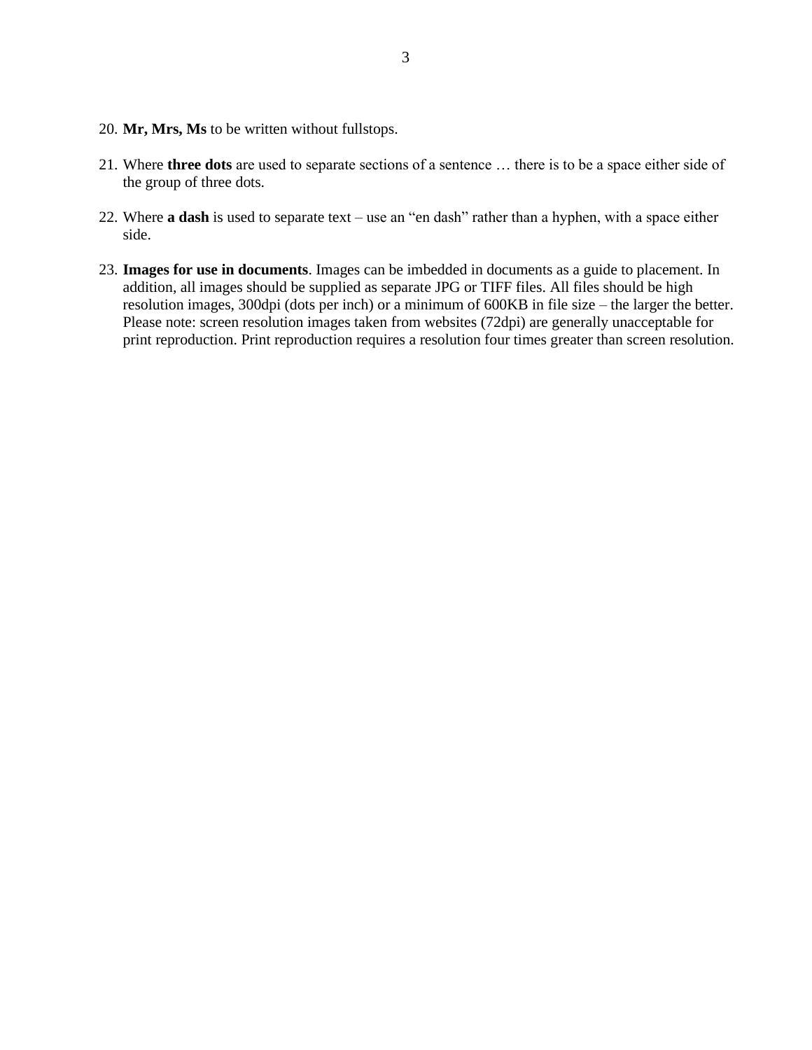20. **Mr, Mrs, Ms** to be written without fullstops.

21. Where **three dots** are used to separate sections of a sentence … there is to be a space either side of the group of three dots.

22. Where **a dash** is used to separate text – use an "en dash" rather than a hyphen, with a space either side.

23. **Images for use in documents**. Images can be imbedded in documents as a guide to placement. In addition, all images should be supplied as separate JPG or TIFF files. All files should be high resolution images, 300dpi (dots per inch) or a minimum of 600KB in file size – the larger the better. Please note: screen resolution images taken from websites (72dpi) are generally unacceptable for print reproduction. Print reproduction requires a resolution four times greater than screen resolution.